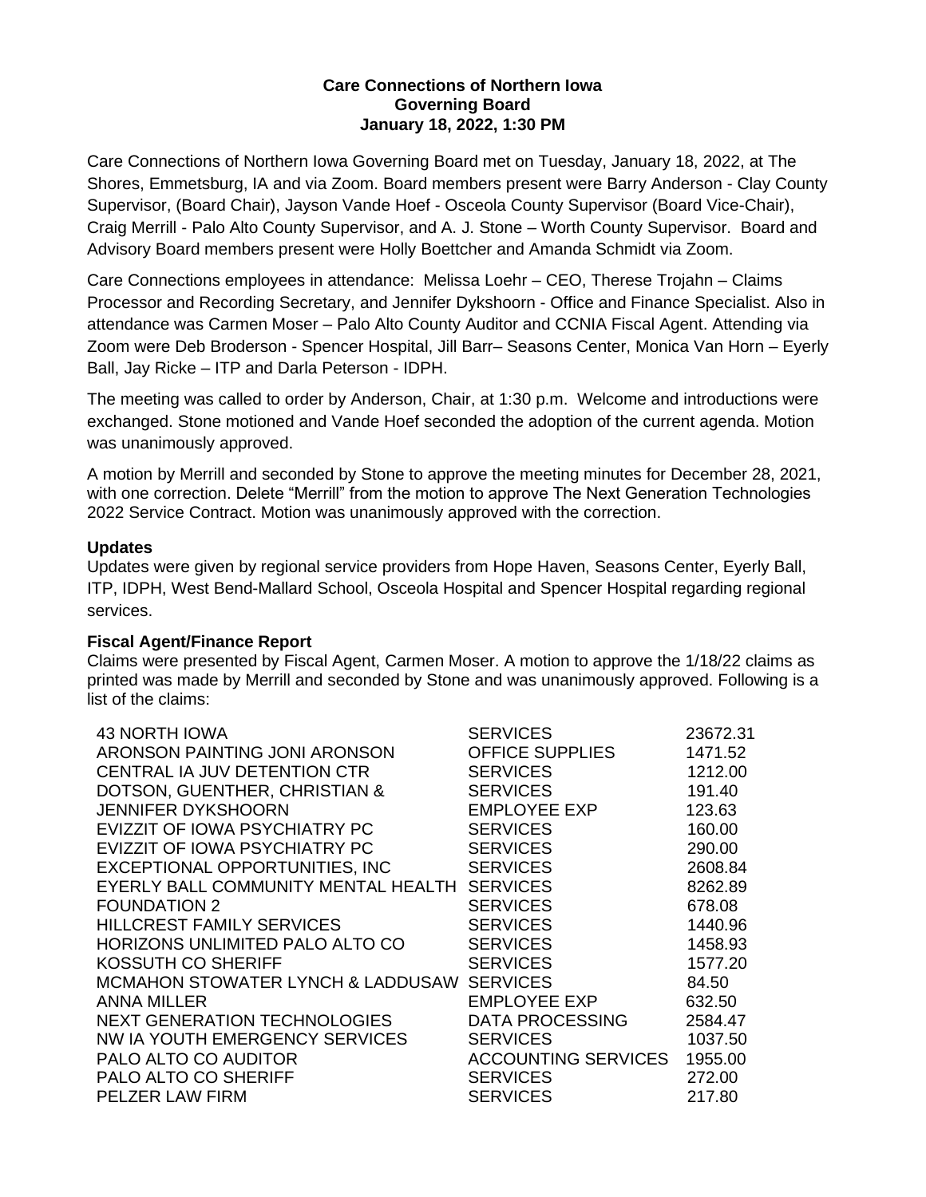**Care Connections of Northern Iowa**
**Governing Board**
**January 18, 2022, 1:30 PM**

Care Connections of Northern Iowa Governing Board met on Tuesday, January 18, 2022, at The Shores, Emmetsburg, IA and via Zoom. Board members present were Barry Anderson - Clay County Supervisor, (Board Chair), Jayson Vande Hoef - Osceola County Supervisor (Board Vice-Chair), Craig Merrill - Palo Alto County Supervisor, and A. J. Stone – Worth County Supervisor. Board and Advisory Board members present were Holly Boettcher and Amanda Schmidt via Zoom.

Care Connections employees in attendance: Melissa Loehr – CEO, Therese Trojahn – Claims Processor and Recording Secretary, and Jennifer Dykshoorn - Office and Finance Specialist. Also in attendance was Carmen Moser – Palo Alto County Auditor and CCNIA Fiscal Agent. Attending via Zoom were Deb Broderson - Spencer Hospital, Jill Barr– Seasons Center, Monica Van Horn – Eyerly Ball, Jay Ricke – ITP and Darla Peterson - IDPH.

The meeting was called to order by Anderson, Chair, at 1:30 p.m. Welcome and introductions were exchanged. Stone motioned and Vande Hoef seconded the adoption of the current agenda. Motion was unanimously approved.

A motion by Merrill and seconded by Stone to approve the meeting minutes for December 28, 2021, with one correction. Delete "Merrill" from the motion to approve The Next Generation Technologies 2022 Service Contract. Motion was unanimously approved with the correction.

### Updates

Updates were given by regional service providers from Hope Haven, Seasons Center, Eyerly Ball, ITP, IDPH, West Bend-Mallard School, Osceola Hospital and Spencer Hospital regarding regional services.

### Fiscal Agent/Finance Report

Claims were presented by Fiscal Agent, Carmen Moser. A motion to approve the 1/18/22 claims as printed was made by Merrill and seconded by Stone and was unanimously approved. Following is a list of the claims:

| | | |
|---|---|---|
| 43 NORTH IOWA | SERVICES | 23672.31 |
| ARONSON PAINTING JONI ARONSON | OFFICE SUPPLIES | 1471.52 |
| CENTRAL IA JUV DETENTION CTR | SERVICES | 1212.00 |
| DOTSON, GUENTHER, CHRISTIAN & | SERVICES | 191.40 |
| JENNIFER DYKSHOORN | EMPLOYEE EXP | 123.63 |
| EVIZZIT OF IOWA PSYCHIATRY PC | SERVICES | 160.00 |
| EVIZZIT OF IOWA PSYCHIATRY PC | SERVICES | 290.00 |
| EXCEPTIONAL OPPORTUNITIES, INC | SERVICES | 2608.84 |
| EYERLY BALL COMMUNITY MENTAL HEALTH | SERVICES | 8262.89 |
| FOUNDATION 2 | SERVICES | 678.08 |
| HILLCREST FAMILY SERVICES | SERVICES | 1440.96 |
| HORIZONS UNLIMITED PALO ALTO CO | SERVICES | 1458.93 |
| KOSSUTH CO SHERIFF | SERVICES | 1577.20 |
| MCMAHON STOWATER LYNCH & LADDUSAW | SERVICES | 84.50 |
| ANNA MILLER | EMPLOYEE EXP | 632.50 |
| NEXT GENERATION TECHNOLOGIES | DATA PROCESSING | 2584.47 |
| NW IA YOUTH EMERGENCY SERVICES | SERVICES | 1037.50 |
| PALO ALTO CO AUDITOR | ACCOUNTING SERVICES | 1955.00 |
| PALO ALTO CO SHERIFF | SERVICES | 272.00 |
| PELZER LAW FIRM | SERVICES | 217.80 |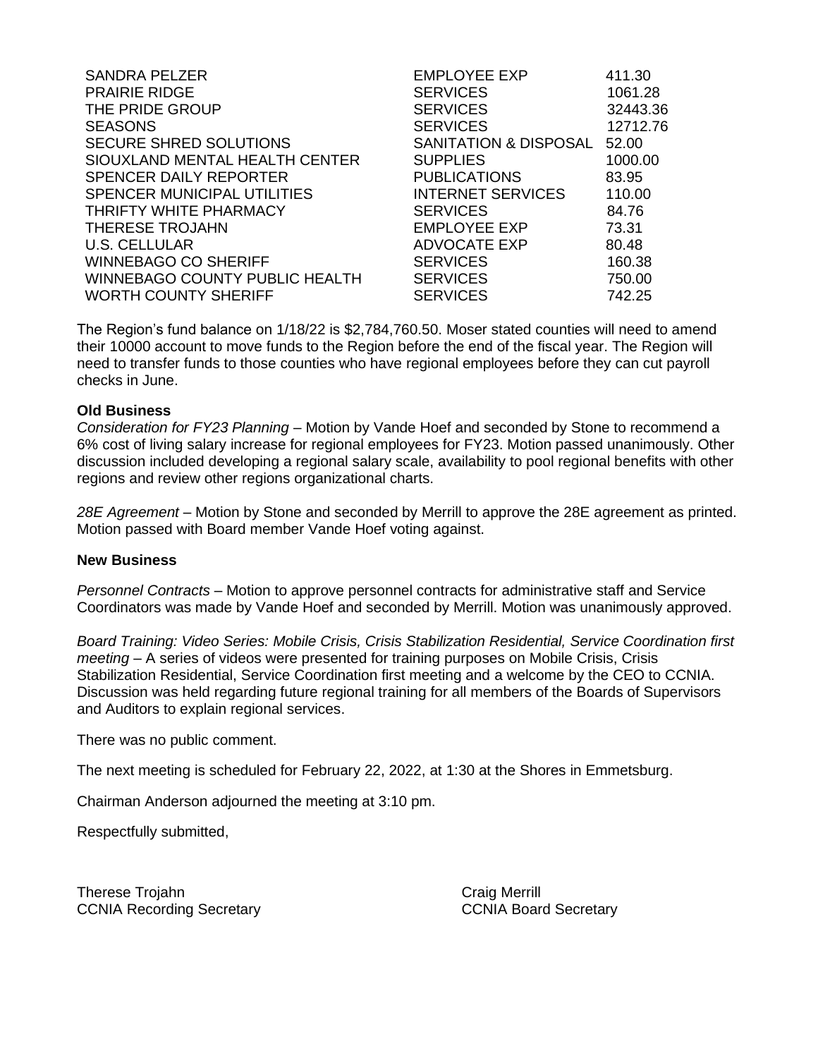| | | |
|---|---|---|
| SANDRA PELZER | EMPLOYEE EXP | 411.30 |
| PRAIRIE RIDGE | SERVICES | 1061.28 |
| THE PRIDE GROUP | SERVICES | 32443.36 |
| SEASONS | SERVICES | 12712.76 |
| SECURE SHRED SOLUTIONS | SANITATION & DISPOSAL | 52.00 |
| SIOUXLAND MENTAL HEALTH CENTER | SUPPLIES | 1000.00 |
| SPENCER DAILY REPORTER | PUBLICATIONS | 83.95 |
| SPENCER MUNICIPAL UTILITIES | INTERNET SERVICES | 110.00 |
| THRIFTY WHITE PHARMACY | SERVICES | 84.76 |
| THERESE TROJAHN | EMPLOYEE EXP | 73.31 |
| U.S. CELLULAR | ADVOCATE EXP | 80.48 |
| WINNEBAGO CO SHERIFF | SERVICES | 160.38 |
| WINNEBAGO COUNTY PUBLIC HEALTH | SERVICES | 750.00 |
| WORTH COUNTY SHERIFF | SERVICES | 742.25 |

The Region's fund balance on 1/18/22 is $2,784,760.50. Moser stated counties will need to amend their 10000 account to move funds to the Region before the end of the fiscal year. The Region will need to transfer funds to those counties who have regional employees before they can cut payroll checks in June.

**Old Business**

*Consideration for FY23 Planning* – Motion by Vande Hoef and seconded by Stone to recommend a 6% cost of living salary increase for regional employees for FY23. Motion passed unanimously. Other discussion included developing a regional salary scale, availability to pool regional benefits with other regions and review other regions organizational charts.

*28E Agreement* – Motion by Stone and seconded by Merrill to approve the 28E agreement as printed. Motion passed with Board member Vande Hoef voting against.

**New Business**

*Personnel Contracts* – Motion to approve personnel contracts for administrative staff and Service Coordinators was made by Vande Hoef and seconded by Merrill. Motion was unanimously approved.

*Board Training: Video Series: Mobile Crisis, Crisis Stabilization Residential, Service Coordination first meeting* – A series of videos were presented for training purposes on Mobile Crisis, Crisis Stabilization Residential, Service Coordination first meeting and a welcome by the CEO to CCNIA. Discussion was held regarding future regional training for all members of the Boards of Supervisors and Auditors to explain regional services.

There was no public comment.

The next meeting is scheduled for February 22, 2022, at 1:30 at the Shores in Emmetsburg.

Chairman Anderson adjourned the meeting at 3:10 pm.

Respectfully submitted,

Therese Trojahn
CCNIA Recording Secretary

Craig Merrill
CCNIA Board Secretary